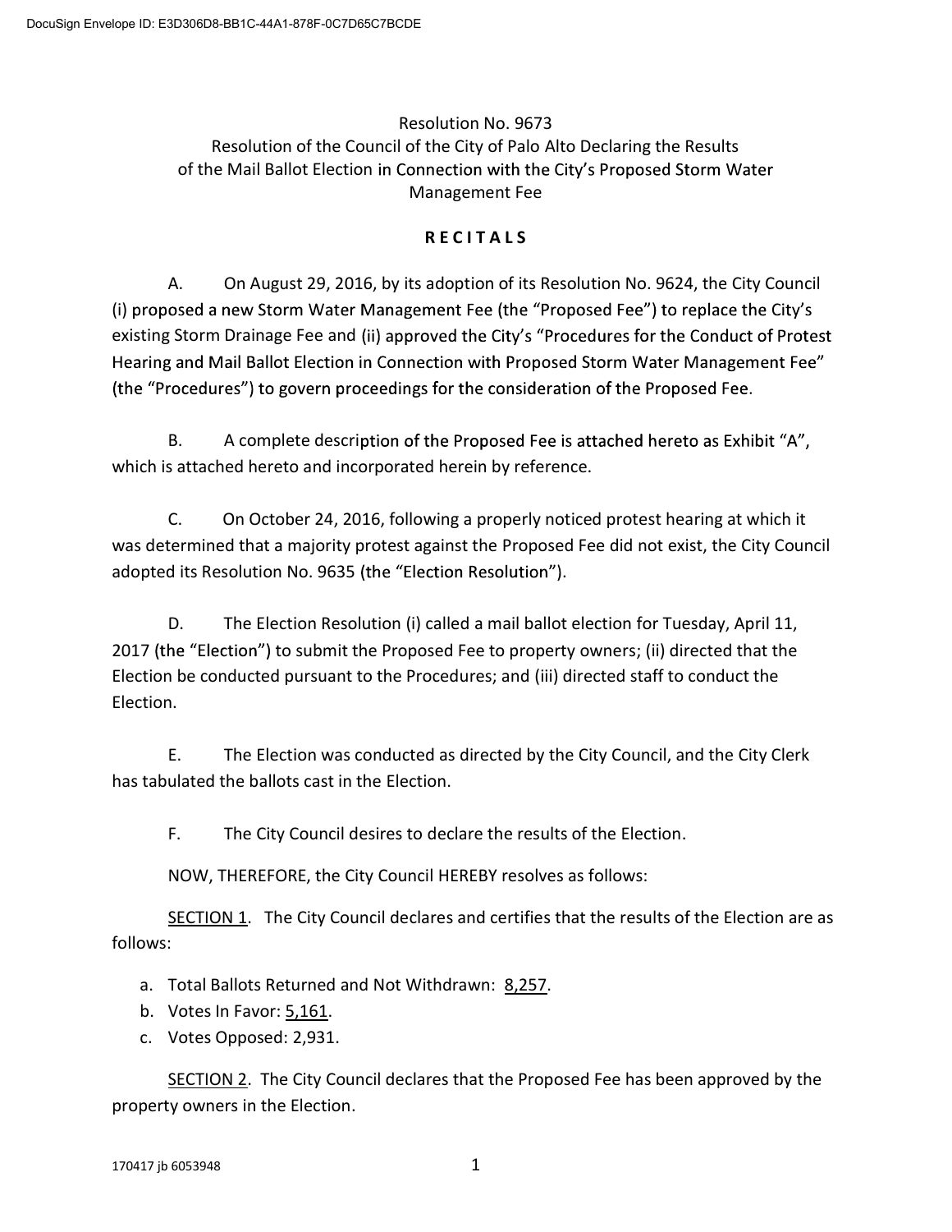DocuSign Envelope ID: E3D306D8-BB1C-44A1-878F-0C7D65C7BCDE

# Resolution No. 9673
## Resolution of the Council of the City of Palo Alto Declaring the Results of the Mail Ballot Election in Connection with the City's Proposed Storm Water Management Fee

**RECITALS**

A. On August 29, 2016, by its adoption of its Resolution No. 9624, the City Council (i) proposed a new Storm Water Management Fee (the "Proposed Fee") to replace the City's existing Storm Drainage Fee and (ii) approved the City's "Procedures for the Conduct of Protest Hearing and Mail Ballot Election in Connection with Proposed Storm Water Management Fee" (the "Procedures") to govern proceedings for the consideration of the Proposed Fee.

B. A complete description of the Proposed Fee is attached hereto as Exhibit "A", which is attached hereto and incorporated herein by reference.

C. On October 24, 2016, following a properly noticed protest hearing at which it was determined that a majority protest against the Proposed Fee did not exist, the City Council adopted its Resolution No. 9635 (the "Election Resolution").

D. The Election Resolution (i) called a mail ballot election for Tuesday, April 11, 2017 (the "Election") to submit the Proposed Fee to property owners; (ii) directed that the Election be conducted pursuant to the Procedures; and (iii) directed staff to conduct the Election.

E. The Election was conducted as directed by the City Council, and the City Clerk has tabulated the ballots cast in the Election.

F. The City Council desires to declare the results of the Election.

NOW, THEREFORE, the City Council HEREBY resolves as follows:

SECTION 1. The City Council declares and certifies that the results of the Election are as follows:

a. Total Ballots Returned and Not Withdrawn: 8,257.
b. Votes In Favor: 5,161.
c. Votes Opposed: 2,931.

SECTION 2. The City Council declares that the Proposed Fee has been approved by the property owners in the Election.

170417 jb 6053948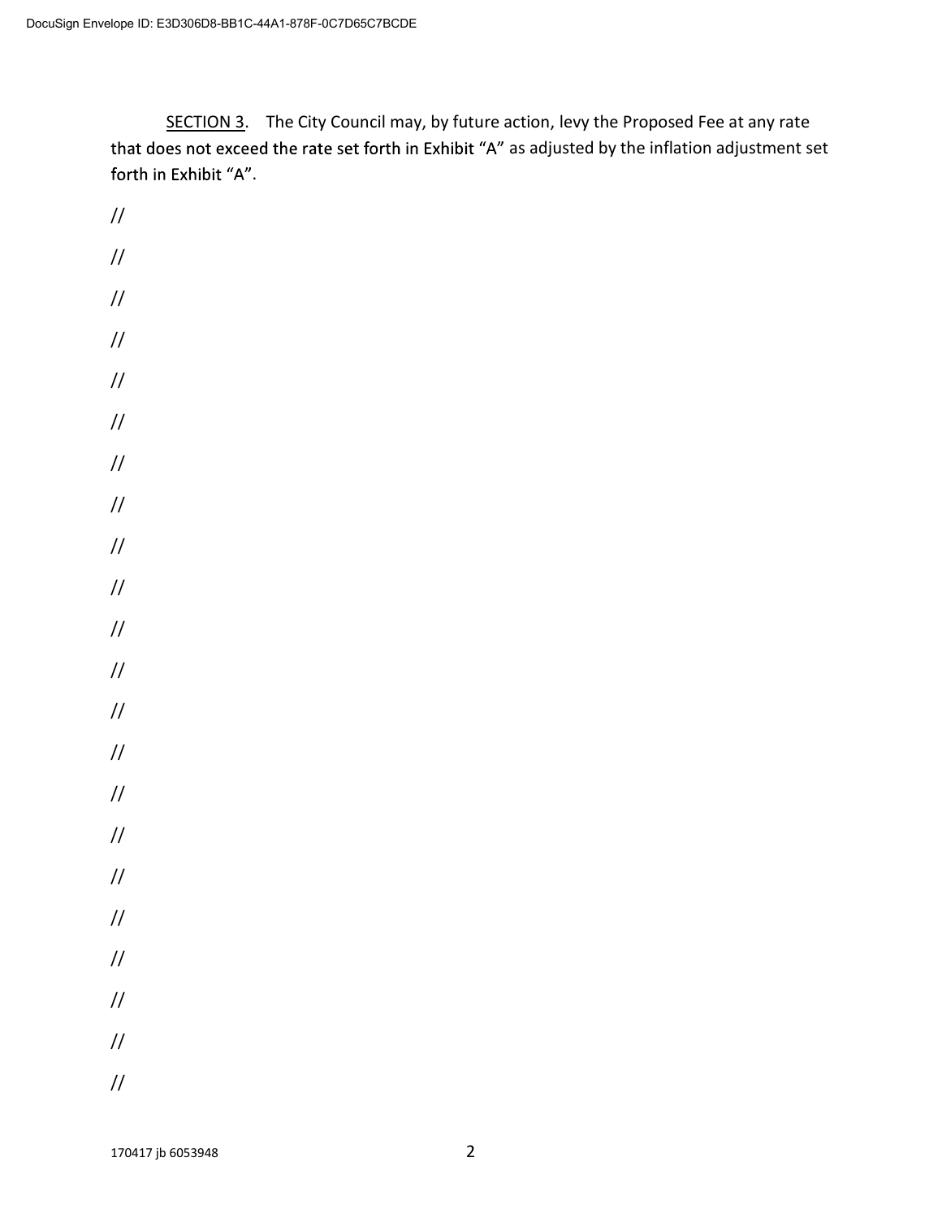<u>SECTION 3</u>. The City Council may, by future action, levy the Proposed Fee at any rate that does not exceed the rate set forth in Exhibit "A" as adjusted by the inflation adjustment set forth in Exhibit "A".

//

//

//

//

//

//

//

//

//

//

//

//

//

//

//

//

//

//

//

//

//

//

170417 jb 6053948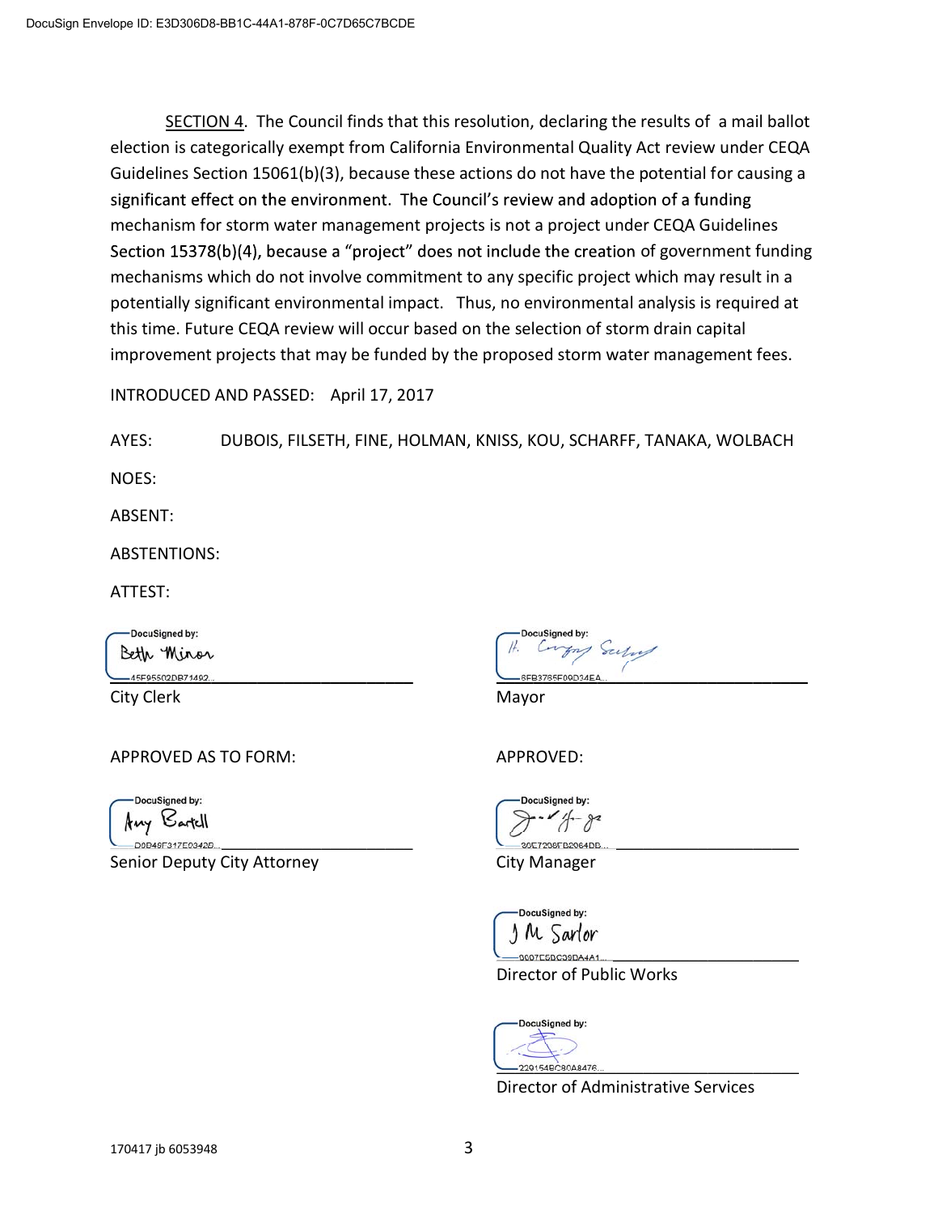<u>SECTION 4</u>. The Council finds that this resolution, declaring the results of a mail ballot election is categorically exempt from California Environmental Quality Act review under CEQA Guidelines Section 15061(b)(3), because these actions do not have the potential for causing a significant effect on the environment. The Council's review and adoption of a funding mechanism for storm water management projects is not a project under CEQA Guidelines Section 15378(b)(4), because a "project" does not include the creation of government funding mechanisms which do not involve commitment to any specific project which may result in a potentially significant environmental impact. Thus, no environmental analysis is required at this time. Future CEQA review will occur based on the selection of storm drain capital improvement projects that may be funded by the proposed storm water management fees.

INTRODUCED AND PASSED: April 17, 2017

AYES: DUBOIS, FILSETH, FINE, HOLMAN, KNISS, KOU, SCHARFF, TANAKA, WOLBACH

NOES:

ABSENT:

ABSTENTIONS:

ATTEST:

DocuSigned by: Beth Minor
45F95502DB71492...
City Clerk

DocuSigned by: H. Gregory Scharff
6FB3765F09D34EA...
Mayor

APPROVED AS TO FORM:

DocuSigned by: Amy Bartell
D0D49F317E0342D...
Senior Deputy City Attorney

APPROVED:

DocuSigned by:
80E7206FB2064DB...
City Manager

DocuSigned by: J M Sartor
9907E5DC09DA4A1...
Director of Public Works

DocuSigned by:
229154BC80A8476...
Director of Administrative Services

170417 jb 6053948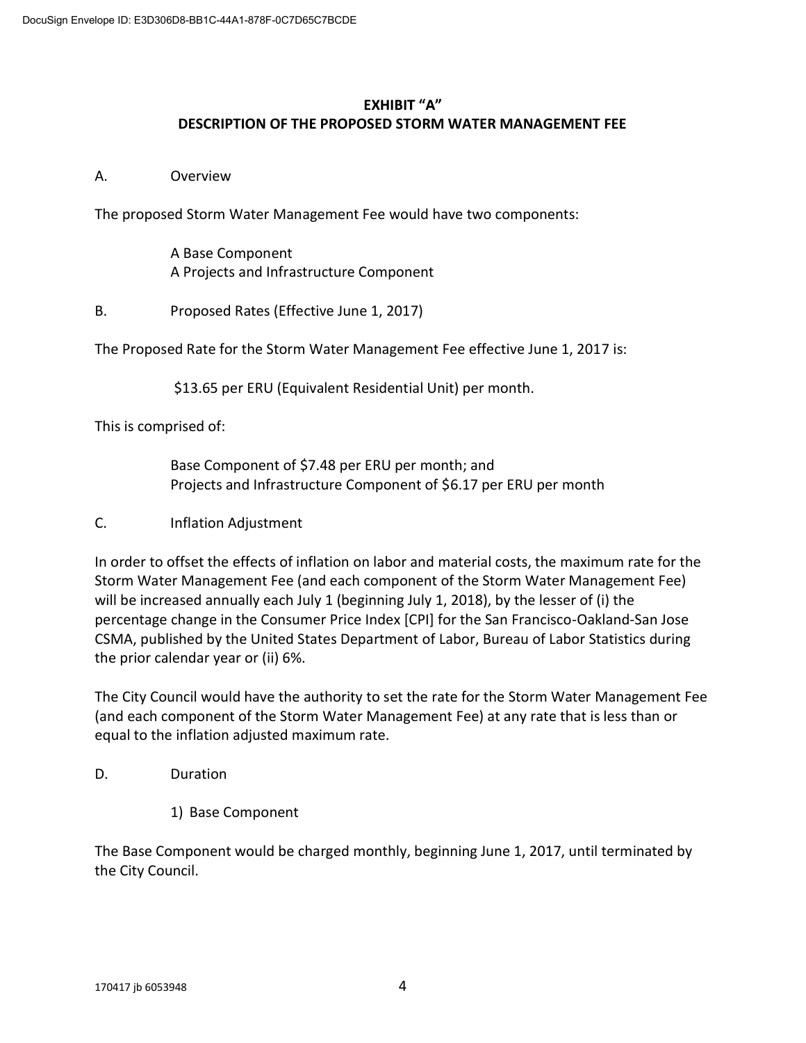**EXHIBIT "A"**
**DESCRIPTION OF THE PROPOSED STORM WATER MANAGEMENT FEE**

A. Overview

The proposed Storm Water Management Fee would have two components:

A Base Component
A Projects and Infrastructure Component

B. Proposed Rates (Effective June 1, 2017)

The Proposed Rate for the Storm Water Management Fee effective June 1, 2017 is:

$13.65 per ERU (Equivalent Residential Unit) per month.

This is comprised of:

Base Component of $7.48 per ERU per month; and
Projects and Infrastructure Component of $6.17 per ERU per month

C. Inflation Adjustment

In order to offset the effects of inflation on labor and material costs, the maximum rate for the Storm Water Management Fee (and each component of the Storm Water Management Fee) will be increased annually each July 1 (beginning July 1, 2018), by the lesser of (i) the percentage change in the Consumer Price Index [CPI] for the San Francisco-Oakland-San Jose CSMA, published by the United States Department of Labor, Bureau of Labor Statistics during the prior calendar year or (ii) 6%.

The City Council would have the authority to set the rate for the Storm Water Management Fee (and each component of the Storm Water Management Fee) at any rate that is less than or equal to the inflation adjusted maximum rate.

D. Duration

1) Base Component

The Base Component would be charged monthly, beginning June 1, 2017, until terminated by the City Council.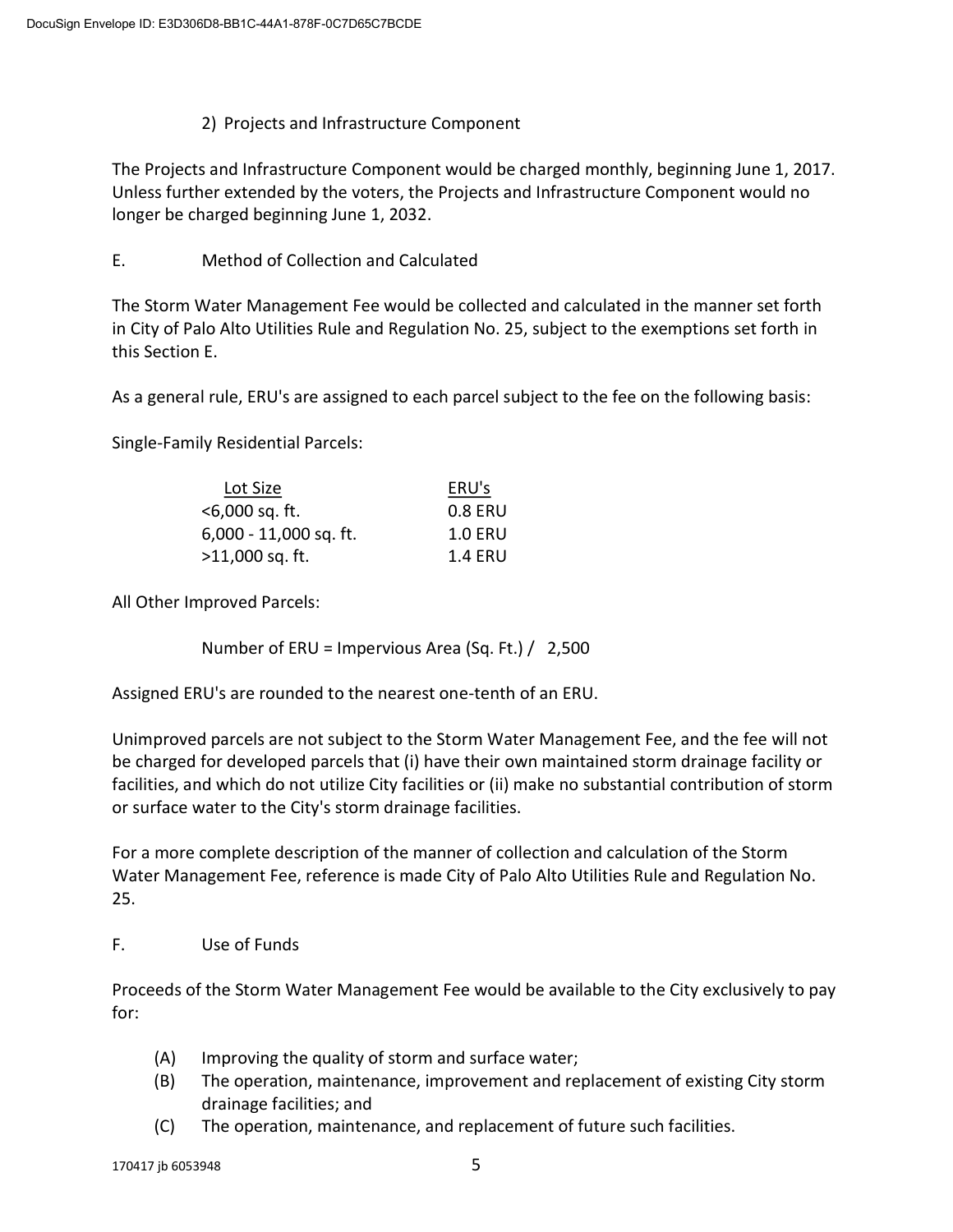2) Projects and Infrastructure Component

The Projects and Infrastructure Component would be charged monthly, beginning June 1, 2017. Unless further extended by the voters, the Projects and Infrastructure Component would no longer be charged beginning June 1, 2032.

E. Method of Collection and Calculated

The Storm Water Management Fee would be collected and calculated in the manner set forth in City of Palo Alto Utilities Rule and Regulation No. 25, subject to the exemptions set forth in this Section E.

As a general rule, ERU's are assigned to each parcel subject to the fee on the following basis:

Single-Family Residential Parcels:

| Lot Size | ERU's |
|---|---|
| <6,000 sq. ft. | 0.8 ERU |
| 6,000 - 11,000 sq. ft. | 1.0 ERU |
| >11,000 sq. ft. | 1.4 ERU |

All Other Improved Parcels:

Number of ERU = Impervious Area (Sq. Ft.) / 2,500

Assigned ERU's are rounded to the nearest one-tenth of an ERU.

Unimproved parcels are not subject to the Storm Water Management Fee, and the fee will not be charged for developed parcels that (i) have their own maintained storm drainage facility or facilities, and which do not utilize City facilities or (ii) make no substantial contribution of storm or surface water to the City's storm drainage facilities.

For a more complete description of the manner of collection and calculation of the Storm Water Management Fee, reference is made City of Palo Alto Utilities Rule and Regulation No. 25.

F. Use of Funds

Proceeds of the Storm Water Management Fee would be available to the City exclusively to pay for:

(A) Improving the quality of storm and surface water;
(B) The operation, maintenance, improvement and replacement of existing City storm drainage facilities; and
(C) The operation, maintenance, and replacement of future such facilities.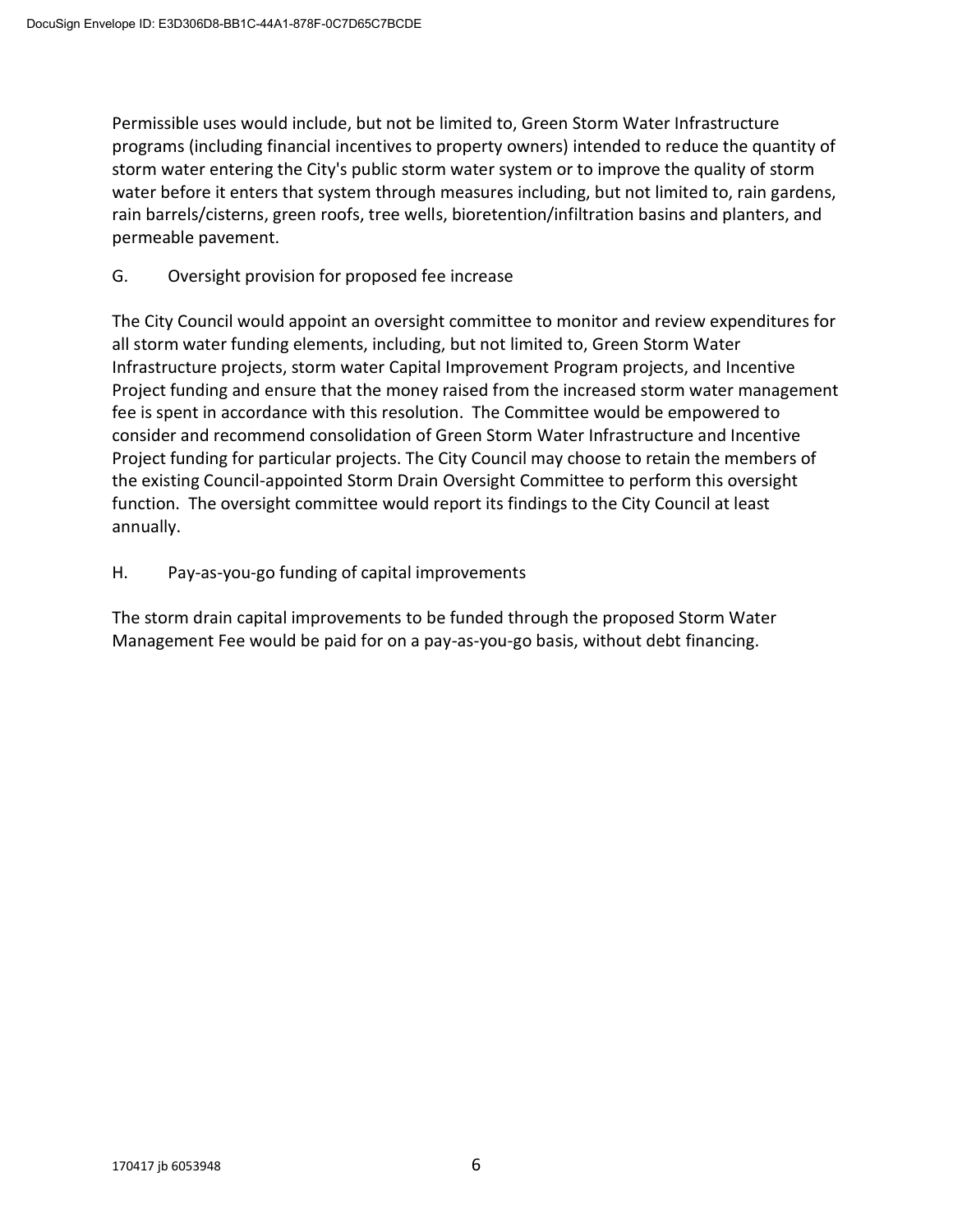Permissible uses would include, but not be limited to, Green Storm Water Infrastructure programs (including financial incentives to property owners) intended to reduce the quantity of storm water entering the City's public storm water system or to improve the quality of storm water before it enters that system through measures including, but not limited to, rain gardens, rain barrels/cisterns, green roofs, tree wells, bioretention/infiltration basins and planters, and permeable pavement.

G. Oversight provision for proposed fee increase

The City Council would appoint an oversight committee to monitor and review expenditures for all storm water funding elements, including, but not limited to, Green Storm Water Infrastructure projects, storm water Capital Improvement Program projects, and Incentive Project funding and ensure that the money raised from the increased storm water management fee is spent in accordance with this resolution. The Committee would be empowered to consider and recommend consolidation of Green Storm Water Infrastructure and Incentive Project funding for particular projects. The City Council may choose to retain the members of the existing Council-appointed Storm Drain Oversight Committee to perform this oversight function. The oversight committee would report its findings to the City Council at least annually.

H. Pay-as-you-go funding of capital improvements

The storm drain capital improvements to be funded through the proposed Storm Water Management Fee would be paid for on a pay-as-you-go basis, without debt financing.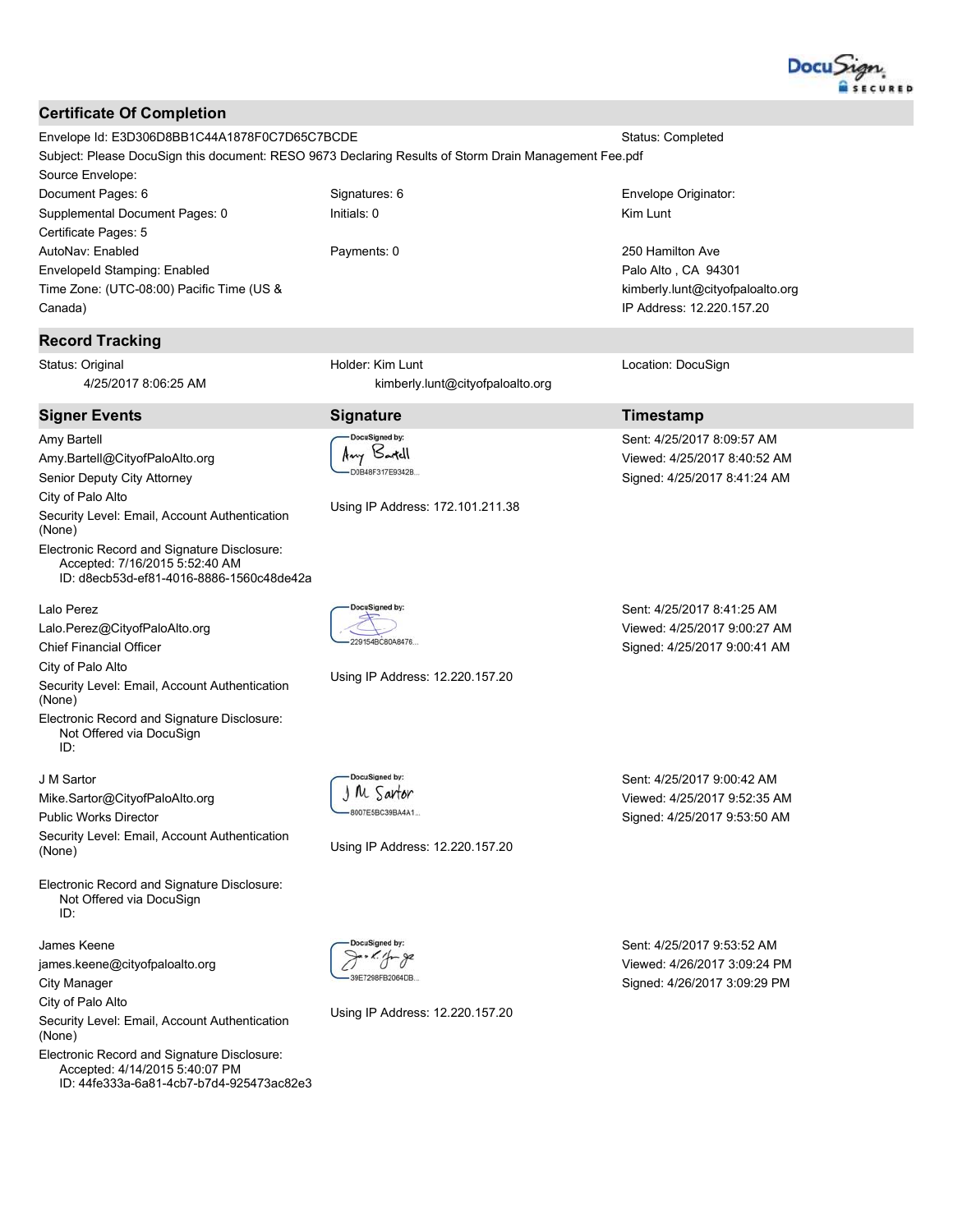DocuSign SECURED

## Certificate Of Completion

| | | |
|---|---|---|
| Envelope Id: E3D306D8BB1C44A1878F0C7D65C7BCDE | | Status: Completed |
| Subject: Please DocuSign this document: RESO 9673 Declaring Results of Storm Drain Management Fee.pdf | | |
| Source Envelope: | | |
| Document Pages: 6 | Signatures: 6 | Envelope Originator: |
| Supplemental Document Pages: 0 | Initials: 0 | Kim Lunt |
| Certificate Pages: 5 | | |
| AutoNav: Enabled | Payments: 0 | 250 Hamilton Ave |
| EnvelopeId Stamping: Enabled | | Palo Alto , CA 94301 |
| Time Zone: (UTC-08:00) Pacific Time (US & Canada) | | kimberly.lunt@cityofpaloalto.org |
| | | IP Address: 12.220.157.20 |

## Record Tracking

| | | |
|---|---|---|
| Status: Original<br>4/25/2017 8:06:25 AM | Holder: Kim Lunt<br>kimberly.lunt@cityofpaloalto.org | Location: DocuSign |

## Signer Events

| Signer Events | Signature | Timestamp |
|---|---|---|
| Amy Bartell<br>Amy.Bartell@CityofPaloAlto.org<br>Senior Deputy City Attorney<br>City of Palo Alto<br>Security Level: Email, Account Authentication (None)<br>Electronic Record and Signature Disclosure:<br>Accepted: 7/16/2015 5:52:40 AM<br>ID: d8ecb53d-ef81-4016-8886-1560c48de42a | DocuSigned by:<br>Amy Bartell<br>D0B48F317E9342B...<br><br>Using IP Address: 172.101.211.38 | Sent: 4/25/2017 8:09:57 AM<br>Viewed: 4/25/2017 8:40:52 AM<br>Signed: 4/25/2017 8:41:24 AM |
| Lalo Perez<br>Lalo.Perez@CityofPaloAlto.org<br>Chief Financial Officer<br>City of Palo Alto<br>Security Level: Email, Account Authentication (None)<br>Electronic Record and Signature Disclosure:<br>Not Offered via DocuSign<br>ID: | DocuSigned by:<br>229154BC80A8476...<br><br>Using IP Address: 12.220.157.20 | Sent: 4/25/2017 8:41:25 AM<br>Viewed: 4/25/2017 9:00:27 AM<br>Signed: 4/25/2017 9:00:41 AM |
| J M Sartor<br>Mike.Sartor@CityofPaloAlto.org<br>Public Works Director<br>Security Level: Email, Account Authentication (None)<br>Electronic Record and Signature Disclosure:<br>Not Offered via DocuSign<br>ID: | DocuSigned by:<br>J M Sartor<br>8007E5BC39BA4A1...<br><br>Using IP Address: 12.220.157.20 | Sent: 4/25/2017 9:00:42 AM<br>Viewed: 4/25/2017 9:52:35 AM<br>Signed: 4/25/2017 9:53:50 AM |
| James Keene<br>james.keene@cityofpaloalto.org<br>City Manager<br>City of Palo Alto<br>Security Level: Email, Account Authentication (None)<br>Electronic Record and Signature Disclosure:<br>Accepted: 4/14/2015 5:40:07 PM<br>ID: 44fe333a-6a81-4cb7-b7d4-925473ac82e3 | DocuSigned by:<br>39E7298FB2064DB...<br><br>Using IP Address: 12.220.157.20 | Sent: 4/25/2017 9:53:52 AM<br>Viewed: 4/26/2017 3:09:24 PM<br>Signed: 4/26/2017 3:09:29 PM |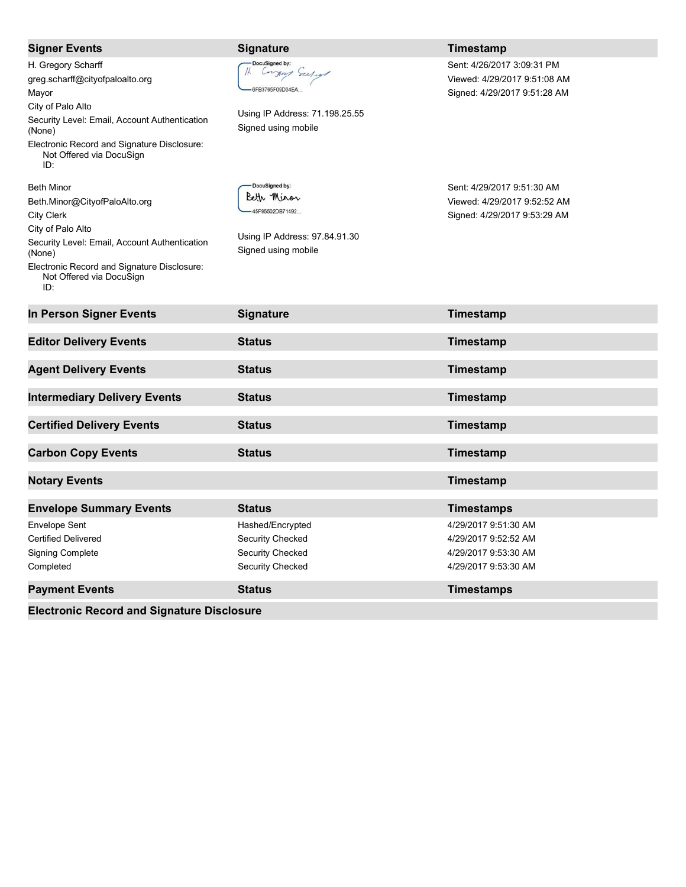| Signer Events | Signature | Timestamp |
| --- | --- | --- |
| H. Gregory Scharff<br>greg.scharff@cityofpaloalto.org<br>Mayor<br>City of Palo Alto<br>Security Level: Email, Account Authentication (None)<br>Electronic Record and Signature Disclosure:<br>Not Offered via DocuSign<br>ID: | DocuSigned by:<br>H. Gregory Scharff<br>6FB3765F09D34EA...<br><br>Using IP Address: 71.198.25.55<br>Signed using mobile | Sent: 4/26/2017 3:09:31 PM<br>Viewed: 4/29/2017 9:51:08 AM<br>Signed: 4/29/2017 9:51:28 AM |
| Beth Minor<br>Beth.Minor@CityofPaloAlto.org<br>City Clerk<br>City of Palo Alto<br>Security Level: Email, Account Authentication (None)<br>Electronic Record and Signature Disclosure:<br>Not Offered via DocuSign<br>ID: | DocuSigned by:<br>Beth Minor<br>45F95502DB71492...<br><br>Using IP Address: 97.84.91.30<br>Signed using mobile | Sent: 4/29/2017 9:51:30 AM<br>Viewed: 4/29/2017 9:52:52 AM<br>Signed: 4/29/2017 9:53:29 AM |

| In Person Signer Events | Signature | Timestamp |
| --- | --- | --- |

| Editor Delivery Events | Status | Timestamp |
| --- | --- | --- |

| Agent Delivery Events | Status | Timestamp |
| --- | --- | --- |

| Intermediary Delivery Events | Status | Timestamp |
| --- | --- | --- |

| Certified Delivery Events | Status | Timestamp |
| --- | --- | --- |

| Carbon Copy Events | Status | Timestamp |
| --- | --- | --- |

| Notary Events | | Timestamp |
| --- | --- | --- |

| Envelope Summary Events | Status | Timestamps |
| --- | --- | --- |
| Envelope Sent | Hashed/Encrypted | 4/29/2017 9:51:30 AM |
| Certified Delivered | Security Checked | 4/29/2017 9:52:52 AM |
| Signing Complete | Security Checked | 4/29/2017 9:53:30 AM |
| Completed | Security Checked | 4/29/2017 9:53:30 AM |

| Payment Events | Status | Timestamps |
| --- | --- | --- |

**Electronic Record and Signature Disclosure**